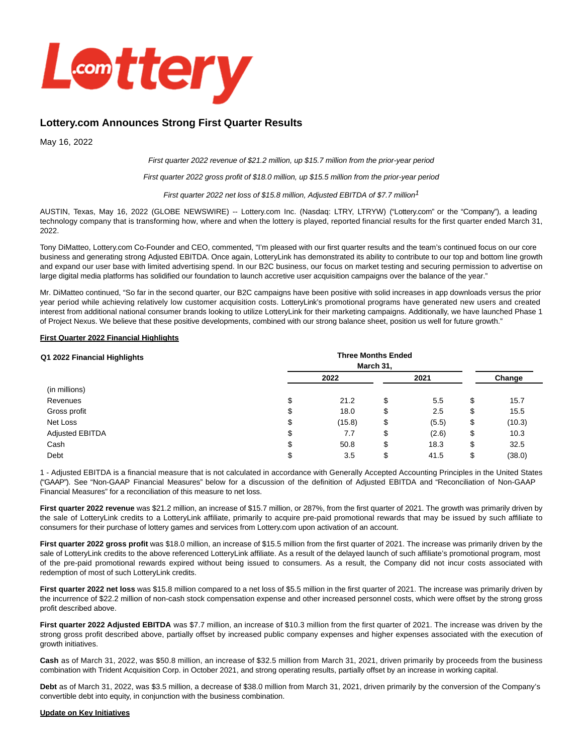# Lottery.com Announces Strong First Quarter Results

May 16, 2022

*First quarter 2022 revenue of $21.2 million, up $15.7 million from the prior-year period*

*First quarter 2022 gross profit of $18.0 million, up $15.5 million from the prior-year period*

*First quarter 2022 net loss of $15.8 million, Adjusted EBITDA of $7.7 million*[1]

AUSTIN, Texas, May 16, 2022 (GLOBE NEWSWIRE) -- Lottery.com Inc. (Nasdaq: LTRY, LTRYW) ("Lottery.com" or the "Company"), a leading technology company that is transforming how, where and when the lottery is played, reported financial results for the first quarter ended March 31, 2022.

Tony DiMatteo, Lottery.com Co-Founder and CEO, commented, "I'm pleased with our first quarter results and the team's continued focus on our core business and generating strong Adjusted EBITDA. Once again, LotteryLink has demonstrated its ability to contribute to our top and bottom line growth and expand our user base with limited advertising spend. In our B2C business, our focus on market testing and securing permission to advertise on large digital media platforms has solidified our foundation to launch accretive user acquisition campaigns over the balance of the year."

Mr. DiMatteo continued, "So far in the second quarter, our B2C campaigns have been positive with solid increases in app downloads versus the prior year period while achieving relatively low customer acquisition costs. LotteryLink's promotional programs have generated new users and created interest from additional national consumer brands looking to utilize LotteryLink for their marketing campaigns. Additionally, we have launched Phase 1 of Project Nexus. We believe that these positive developments, combined with our strong balance sheet, position us well for future growth."

**First Quarter 2022 Financial Highlights**

| Q1 2022 Financial Highlights | Three Months Ended March 31, | | |
|---|---|---|---|
| | 2022 | 2021 | Change |
| (in millions) | | | |
| Revenues | $ 21.2 | $ 5.5 | $ 15.7 |
| Gross profit | $ 18.0 | $ 2.5 | $ 15.5 |
| Net Loss | $ (15.8) | $ (5.5) | $ (10.3) |
| Adjusted EBITDA | $ 7.7 | $ (2.6) | $ 10.3 |
| Cash | $ 50.8 | $ 18.3 | $ 32.5 |
| Debt | $ 3.5 | $ 41.5 | $ (38.0) |

1 - Adjusted EBITDA is a financial measure that is not calculated in accordance with Generally Accepted Accounting Principles in the United States ("GAAP"). See "Non-GAAP Financial Measures" below for a discussion of the definition of Adjusted EBITDA and "Reconciliation of Non-GAAP Financial Measures" for a reconciliation of this measure to net loss.

**First quarter 2022 revenue** was $21.2 million, an increase of $15.7 million, or 287%, from the first quarter of 2021. The growth was primarily driven by the sale of LotteryLink credits to a LotteryLink affiliate, primarily to acquire pre-paid promotional rewards that may be issued by such affiliate to consumers for their purchase of lottery games and services from Lottery.com upon activation of an account.

**First quarter 2022 gross profit** was $18.0 million, an increase of $15.5 million from the first quarter of 2021. The increase was primarily driven by the sale of LotteryLink credits to the above referenced LotteryLink affiliate. As a result of the delayed launch of such affiliate's promotional program, most of the pre-paid promotional rewards expired without being issued to consumers. As a result, the Company did not incur costs associated with redemption of most of such LotteryLink credits.

**First quarter 2022 net loss** was $15.8 million compared to a net loss of $5.5 million in the first quarter of 2021. The increase was primarily driven by the incurrence of $22.2 million of non-cash stock compensation expense and other increased personnel costs, which were offset by the strong gross profit described above.

**First quarter 2022 Adjusted EBITDA** was $7.7 million, an increase of $10.3 million from the first quarter of 2021. The increase was driven by the strong gross profit described above, partially offset by increased public company expenses and higher expenses associated with the execution of growth initiatives.

**Cash** as of March 31, 2022, was $50.8 million, an increase of $32.5 million from March 31, 2021, driven primarily by proceeds from the business combination with Trident Acquisition Corp. in October 2021, and strong operating results, partially offset by an increase in working capital.

**Debt** as of March 31, 2022, was $3.5 million, a decrease of $38.0 million from March 31, 2021, driven primarily by the conversion of the Company's convertible debt into equity, in conjunction with the business combination.

**Update on Key Initiatives**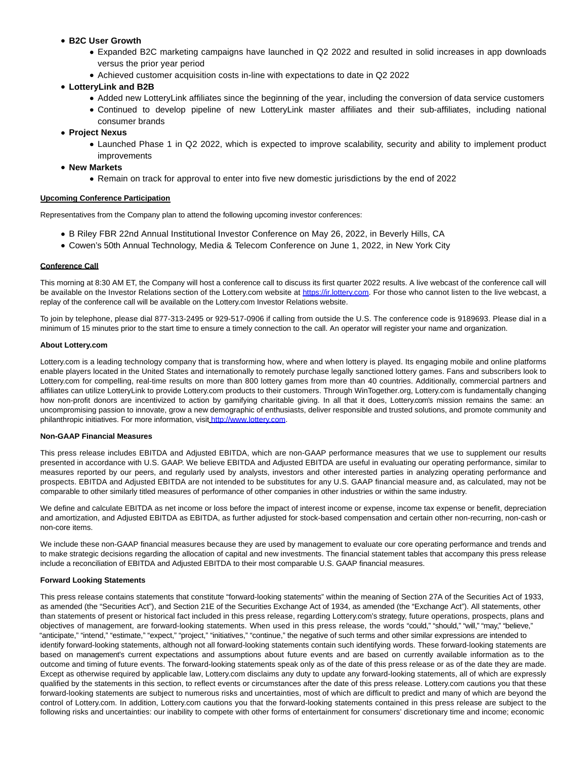- **B2C User Growth**
    - Expanded B2C marketing campaigns have launched in Q2 2022 and resulted in solid increases in app downloads versus the prior year period
    - Achieved customer acquisition costs in-line with expectations to date in Q2 2022
- **LotteryLink and B2B**
    - Added new LotteryLink affiliates since the beginning of the year, including the conversion of data service customers
    - Continued to develop pipeline of new LotteryLink master affiliates and their sub-affiliates, including national consumer brands
- **Project Nexus**
    - Launched Phase 1 in Q2 2022, which is expected to improve scalability, security and ability to implement product improvements
- **New Markets**
    - Remain on track for approval to enter into five new domestic jurisdictions by the end of 2022

**Upcoming Conference Participation**

Representatives from the Company plan to attend the following upcoming investor conferences:

- B Riley FBR 22nd Annual Institutional Investor Conference on May 26, 2022, in Beverly Hills, CA
- Cowen's 50th Annual Technology, Media & Telecom Conference on June 1, 2022, in New York City

**Conference Call**

This morning at 8:30 AM ET, the Company will host a conference call to discuss its first quarter 2022 results. A live webcast of the conference call will be available on the Investor Relations section of the Lottery.com website at https://ir.lottery.com. For those who cannot listen to the live webcast, a replay of the conference call will be available on the Lottery.com Investor Relations website.

To join by telephone, please dial 877-313-2495 or 929-517-0906 if calling from outside the U.S. The conference code is 9189693. Please dial in a minimum of 15 minutes prior to the start time to ensure a timely connection to the call. An operator will register your name and organization.

**About Lottery.com**

Lottery.com is a leading technology company that is transforming how, where and when lottery is played. Its engaging mobile and online platforms enable players located in the United States and internationally to remotely purchase legally sanctioned lottery games. Fans and subscribers look to Lottery.com for compelling, real-time results on more than 800 lottery games from more than 40 countries. Additionally, commercial partners and affiliates can utilize LotteryLink to provide Lottery.com products to their customers. Through WinTogether.org, Lottery.com is fundamentally changing how non-profit donors are incentivized to action by gamifying charitable giving. In all that it does, Lottery.com's mission remains the same: an uncompromising passion to innovate, grow a new demographic of enthusiasts, deliver responsible and trusted solutions, and promote community and philanthropic initiatives. For more information, visit http://www.lottery.com.

**Non-GAAP Financial Measures**

This press release includes EBITDA and Adjusted EBITDA, which are non-GAAP performance measures that we use to supplement our results presented in accordance with U.S. GAAP. We believe EBITDA and Adjusted EBITDA are useful in evaluating our operating performance, similar to measures reported by our peers, and regularly used by analysts, investors and other interested parties in analyzing operating performance and prospects. EBITDA and Adjusted EBITDA are not intended to be substitutes for any U.S. GAAP financial measure and, as calculated, may not be comparable to other similarly titled measures of performance of other companies in other industries or within the same industry.

We define and calculate EBITDA as net income or loss before the impact of interest income or expense, income tax expense or benefit, depreciation and amortization, and Adjusted EBITDA as EBITDA, as further adjusted for stock-based compensation and certain other non-recurring, non-cash or non-core items.

We include these non-GAAP financial measures because they are used by management to evaluate our core operating performance and trends and to make strategic decisions regarding the allocation of capital and new investments. The financial statement tables that accompany this press release include a reconciliation of EBITDA and Adjusted EBITDA to their most comparable U.S. GAAP financial measures.

**Forward Looking Statements**

This press release contains statements that constitute "forward-looking statements" within the meaning of Section 27A of the Securities Act of 1933, as amended (the "Securities Act"), and Section 21E of the Securities Exchange Act of 1934, as amended (the "Exchange Act"). All statements, other than statements of present or historical fact included in this press release, regarding Lottery.com's strategy, future operations, prospects, plans and objectives of management, are forward-looking statements. When used in this press release, the words "could," "should," "will," "may," "believe," "anticipate," "intend," "estimate," "expect," "project," "initiatives," "continue," the negative of such terms and other similar expressions are intended to identify forward-looking statements, although not all forward-looking statements contain such identifying words. These forward-looking statements are based on management's current expectations and assumptions about future events and are based on currently available information as to the outcome and timing of future events. The forward-looking statements speak only as of the date of this press release or as of the date they are made. Except as otherwise required by applicable law, Lottery.com disclaims any duty to update any forward-looking statements, all of which are expressly qualified by the statements in this section, to reflect events or circumstances after the date of this press release. Lottery.com cautions you that these forward-looking statements are subject to numerous risks and uncertainties, most of which are difficult to predict and many of which are beyond the control of Lottery.com. In addition, Lottery.com cautions you that the forward-looking statements contained in this press release are subject to the following risks and uncertainties: our inability to compete with other forms of entertainment for consumers' discretionary time and income; economic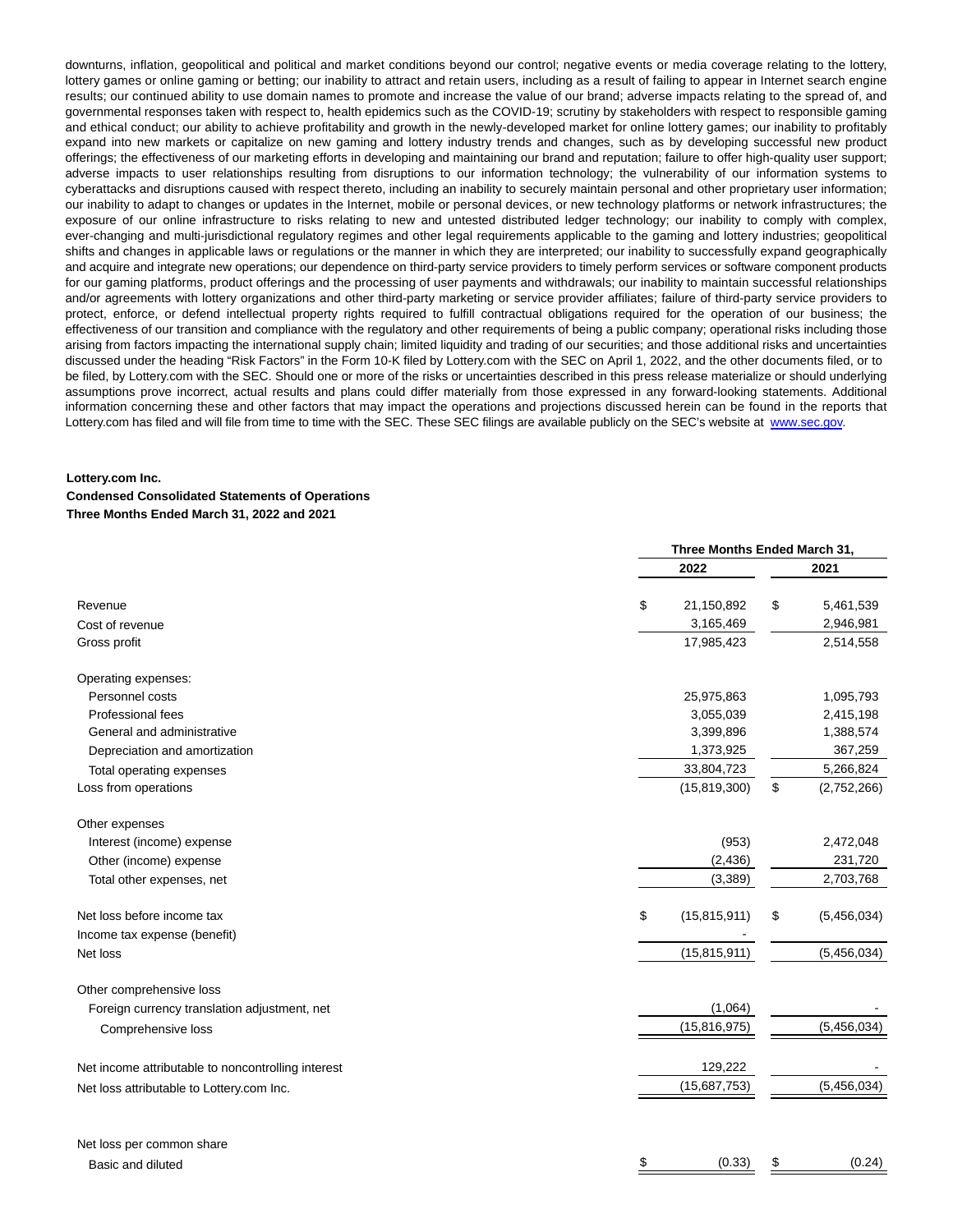downturns, inflation, geopolitical and political and market conditions beyond our control; negative events or media coverage relating to the lottery, lottery games or online gaming or betting; our inability to attract and retain users, including as a result of failing to appear in Internet search engine results; our continued ability to use domain names to promote and increase the value of our brand; adverse impacts relating to the spread of, and governmental responses taken with respect to, health epidemics such as the COVID-19; scrutiny by stakeholders with respect to responsible gaming and ethical conduct; our ability to achieve profitability and growth in the newly-developed market for online lottery games; our inability to profitably expand into new markets or capitalize on new gaming and lottery industry trends and changes, such as by developing successful new product offerings; the effectiveness of our marketing efforts in developing and maintaining our brand and reputation; failure to offer high-quality user support; adverse impacts to user relationships resulting from disruptions to our information technology; the vulnerability of our information systems to cyberattacks and disruptions caused with respect thereto, including an inability to securely maintain personal and other proprietary user information; our inability to adapt to changes or updates in the Internet, mobile or personal devices, or new technology platforms or network infrastructures; the exposure of our online infrastructure to risks relating to new and untested distributed ledger technology; our inability to comply with complex, ever-changing and multi-jurisdictional regulatory regimes and other legal requirements applicable to the gaming and lottery industries; geopolitical shifts and changes in applicable laws or regulations or the manner in which they are interpreted; our inability to successfully expand geographically and acquire and integrate new operations; our dependence on third-party service providers to timely perform services or software component products for our gaming platforms, product offerings and the processing of user payments and withdrawals; our inability to maintain successful relationships and/or agreements with lottery organizations and other third-party marketing or service provider affiliates; failure of third-party service providers to protect, enforce, or defend intellectual property rights required to fulfill contractual obligations required for the operation of our business; the effectiveness of our transition and compliance with the regulatory and other requirements of being a public company; operational risks including those arising from factors impacting the international supply chain; limited liquidity and trading of our securities; and those additional risks and uncertainties discussed under the heading "Risk Factors" in the Form 10-K filed by Lottery.com with the SEC on April 1, 2022, and the other documents filed, or to be filed, by Lottery.com with the SEC. Should one or more of the risks or uncertainties described in this press release materialize or should underlying assumptions prove incorrect, actual results and plans could differ materially from those expressed in any forward-looking statements. Additional information concerning these and other factors that may impact the operations and projections discussed herein can be found in the reports that Lottery.com has filed and will file from time to time with the SEC. These SEC filings are available publicly on the SEC's website at www.sec.gov.

**Lottery.com Inc.**
**Condensed Consolidated Statements of Operations**
**Three Months Ended March 31, 2022 and 2021**

| | Three Months Ended March 31, | |
|---|---|---|
| | **2022** | **2021** |
| Revenue | $ 21,150,892 | $ 5,461,539 |
| Cost of revenue | 3,165,469 | 2,946,981 |
| Gross profit | 17,985,423 | 2,514,558 |
| Operating expenses: | | |
| Personnel costs | 25,975,863 | 1,095,793 |
| Professional fees | 3,055,039 | 2,415,198 |
| General and administrative | 3,399,896 | 1,388,574 |
| Depreciation and amortization | 1,373,925 | 367,259 |
| Total operating expenses | 33,804,723 | 5,266,824 |
| Loss from operations | (15,819,300) | $ (2,752,266) |
| Other expenses | | |
| Interest (income) expense | (953) | 2,472,048 |
| Other (income) expense | (2,436) | 231,720 |
| Total other expenses, net | (3,389) | 2,703,768 |
| Net loss before income tax | $ (15,815,911) | $ (5,456,034) |
| Income tax expense (benefit) | - | |
| Net loss | (15,815,911) | (5,456,034) |
| Other comprehensive loss | | |
| Foreign currency translation adjustment, net | (1,064) | - |
| Comprehensive loss | (15,816,975) | (5,456,034) |
| Net income attributable to noncontrolling interest | 129,222 | - |
| Net loss attributable to Lottery.com Inc. | (15,687,753) | (5,456,034) |
| Net loss per common share | | |
| Basic and diluted | $ (0.33) | $ (0.24) |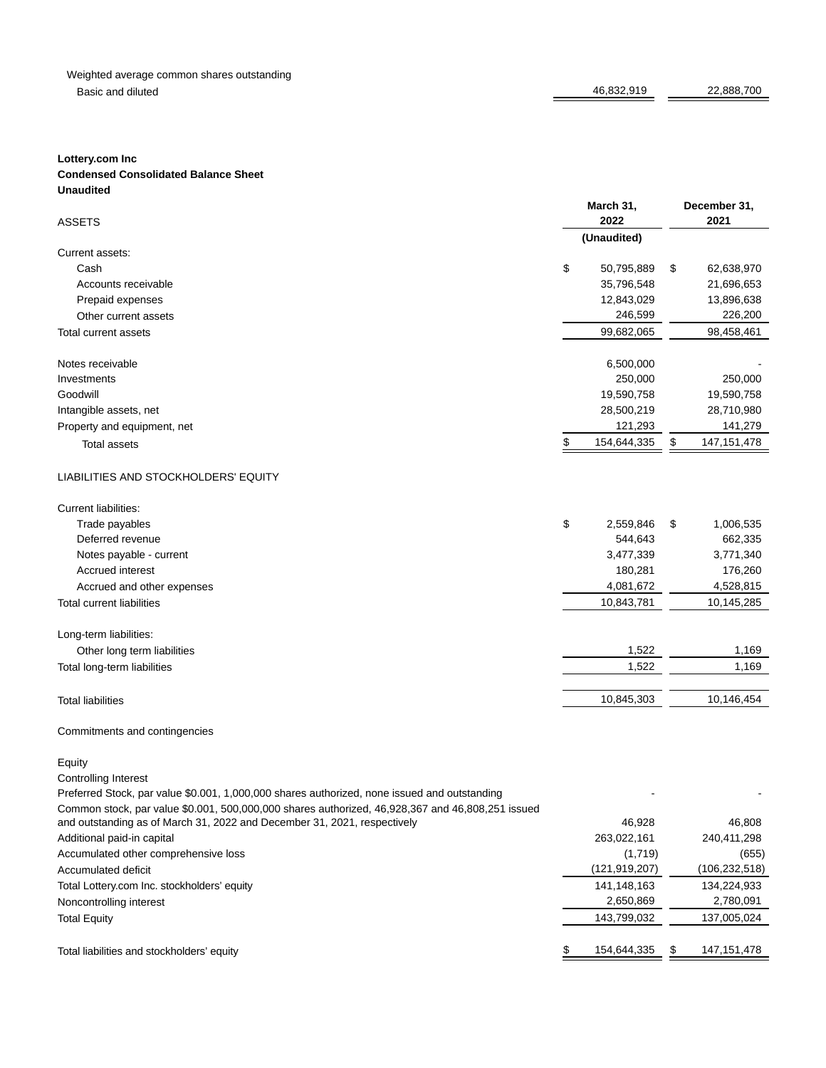| | | |
|---|---|---|
| Weighted average common shares outstanding | | |
| Basic and diluted | 46,832,919 | 22,888,700 |

**Lottery.com Inc**
**Condensed Consolidated Balance Sheet**
**Unaudited**

| ASSETS | March 31, 2022 (Unaudited) | December 31, 2021 |
|---|---|---|
| Current assets: | | |
| Cash | $ 50,795,889 | $ 62,638,970 |
| Accounts receivable | 35,796,548 | 21,696,653 |
| Prepaid expenses | 12,843,029 | 13,896,638 |
| Other current assets | 246,599 | 226,200 |
| Total current assets | 99,682,065 | 98,458,461 |
| | | |
| Notes receivable | 6,500,000 | - |
| Investments | 250,000 | 250,000 |
| Goodwill | 19,590,758 | 19,590,758 |
| Intangible assets, net | 28,500,219 | 28,710,980 |
| Property and equipment, net | 121,293 | 141,279 |
| Total assets | $ 154,644,335 | $ 147,151,478 |
| | | |
| LIABILITIES AND STOCKHOLDERS' EQUITY | | |
| | | |
| Current liabilities: | | |
| Trade payables | $ 2,559,846 | $ 1,006,535 |
| Deferred revenue | 544,643 | 662,335 |
| Notes payable - current | 3,477,339 | 3,771,340 |
| Accrued interest | 180,281 | 176,260 |
| Accrued and other expenses | 4,081,672 | 4,528,815 |
| Total current liabilities | 10,843,781 | 10,145,285 |
| | | |
| Long-term liabilities: | | |
| Other long term liabilities | 1,522 | 1,169 |
| Total long-term liabilities | 1,522 | 1,169 |
| | | |
| Total liabilities | 10,845,303 | 10,146,454 |
| | | |
| Commitments and contingencies | | |
| | | |
| Equity | | |
| Controlling Interest | | |
| Preferred Stock, par value $0.001, 1,000,000 shares authorized, none issued and outstanding | - | - |
| Common stock, par value $0.001, 500,000,000 shares authorized, 46,928,367 and 46,808,251 issued and outstanding as of March 31, 2022 and December 31, 2021, respectively | 46,928 | 46,808 |
| Additional paid-in capital | 263,022,161 | 240,411,298 |
| Accumulated other comprehensive loss | (1,719) | (655) |
| Accumulated deficit | (121,919,207) | (106,232,518) |
| Total Lottery.com Inc. stockholders' equity | 141,148,163 | 134,224,933 |
| Noncontrolling interest | 2,650,869 | 2,780,091 |
| Total Equity | 143,799,032 | 137,005,024 |
| | | |
| Total liabilities and stockholders' equity | $ 154,644,335 | $ 147,151,478 |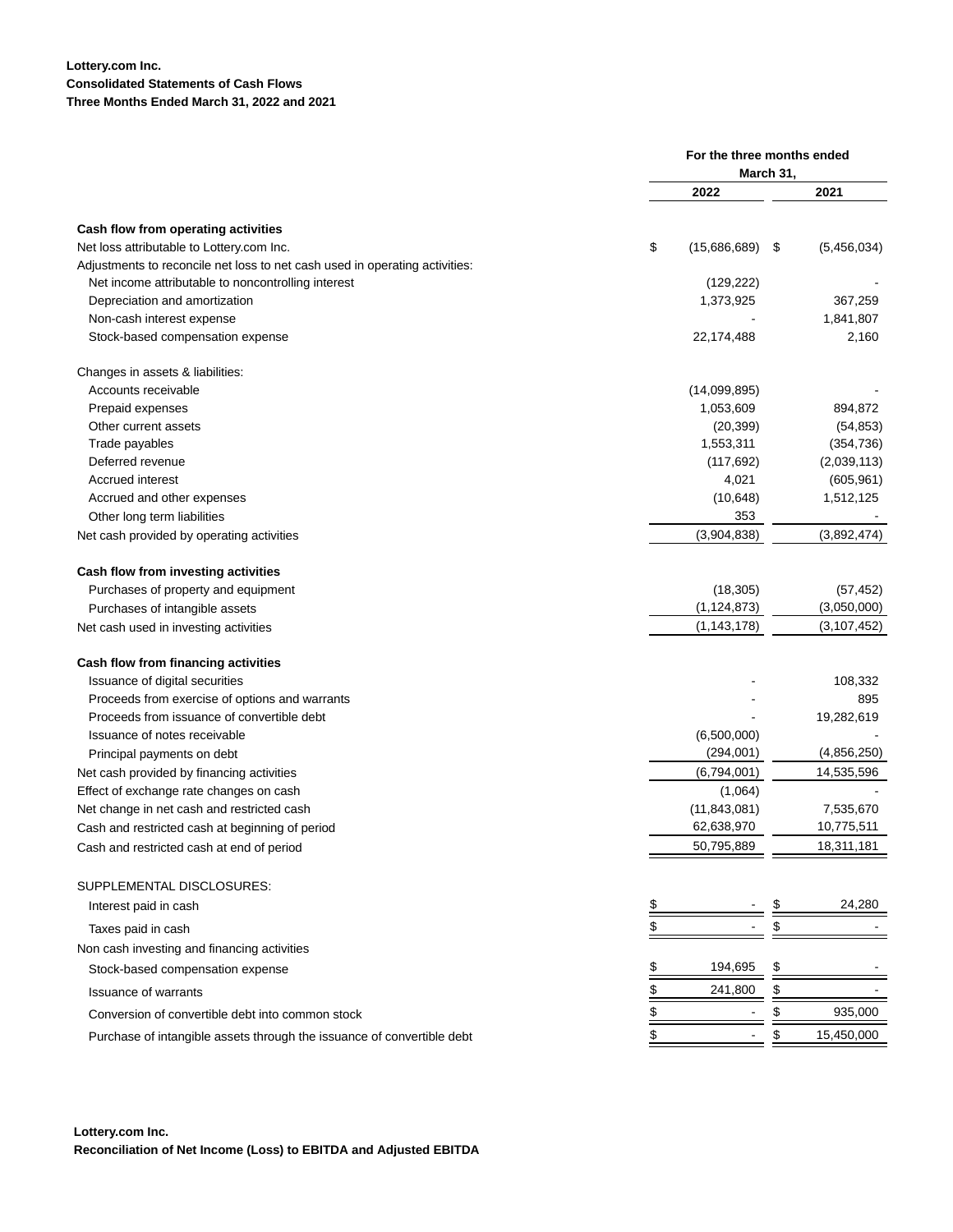**Lottery.com Inc.**
**Consolidated Statements of Cash Flows**
**Three Months Ended March 31, 2022 and 2021**

| | For the three months ended March 31, | |
|---|---|---|
| | 2022 | 2021 |
| **Cash flow from operating activities** | | |
| Net loss attributable to Lottery.com Inc. | $ (15,686,689) | $ (5,456,034) |
| Adjustments to reconcile net loss to net cash used in operating activities: | | |
| Net income attributable to noncontrolling interest | (129,222) | - |
| Depreciation and amortization | 1,373,925 | 367,259 |
| Non-cash interest expense | - | 1,841,807 |
| Stock-based compensation expense | 22,174,488 | 2,160 |
| Changes in assets & liabilities: | | |
| Accounts receivable | (14,099,895) | - |
| Prepaid expenses | 1,053,609 | 894,872 |
| Other current assets | (20,399) | (54,853) |
| Trade payables | 1,553,311 | (354,736) |
| Deferred revenue | (117,692) | (2,039,113) |
| Accrued interest | 4,021 | (605,961) |
| Accrued and other expenses | (10,648) | 1,512,125 |
| Other long term liabilities | 353 | - |
| Net cash provided by operating activities | (3,904,838) | (3,892,474) |
| **Cash flow from investing activities** | | |
| Purchases of property and equipment | (18,305) | (57,452) |
| Purchases of intangible assets | (1,124,873) | (3,050,000) |
| Net cash used in investing activities | (1,143,178) | (3,107,452) |
| **Cash flow from financing activities** | | |
| Issuance of digital securities | - | 108,332 |
| Proceeds from exercise of options and warrants | - | 895 |
| Proceeds from issuance of convertible debt | - | 19,282,619 |
| Issuance of notes receivable | (6,500,000) | - |
| Principal payments on debt | (294,001) | (4,856,250) |
| Net cash provided by financing activities | (6,794,001) | 14,535,596 |
| Effect of exchange rate changes on cash | (1,064) | - |
| Net change in net cash and restricted cash | (11,843,081) | 7,535,670 |
| Cash and restricted cash at beginning of period | 62,638,970 | 10,775,511 |
| Cash and restricted cash at end of period | 50,795,889 | 18,311,181 |
| SUPPLEMENTAL DISCLOSURES: | | |
| Interest paid in cash | $ - | $ 24,280 |
| Taxes paid in cash | $ - | $ - |
| Non cash investing and financing activities | | |
| Stock-based compensation expense | $ 194,695 | $ - |
| Issuance of warrants | $ 241,800 | $ - |
| Conversion of convertible debt into common stock | $ - | $ 935,000 |
| Purchase of intangible assets through the issuance of convertible debt | $ - | $ 15,450,000 |

**Lottery.com Inc.**
**Reconciliation of Net Income (Loss) to EBITDA and Adjusted EBITDA**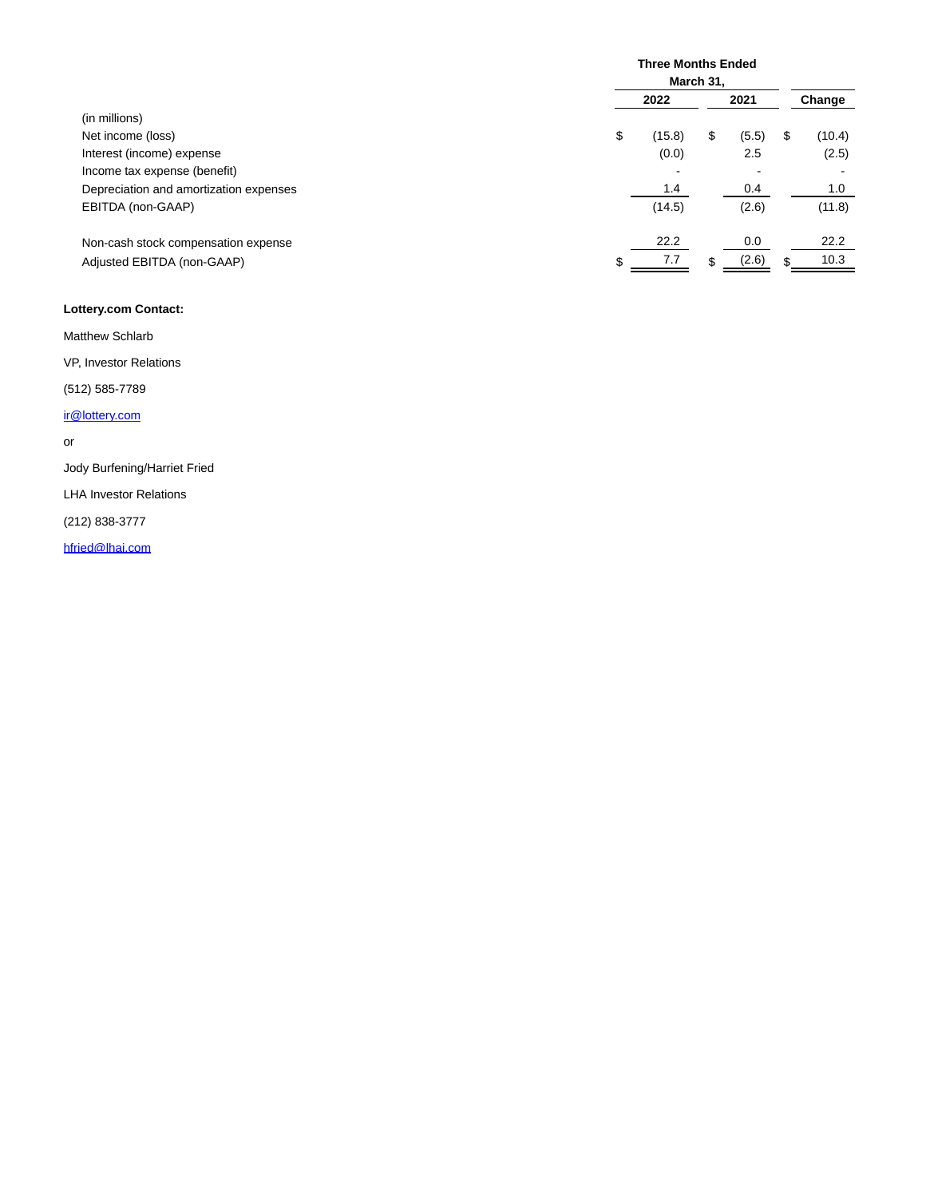| (in millions) | Three Months Ended March 31, 2022 | 2021 | Change |
|---|---|---|---|
| Net income (loss) | $ (15.8) | $ (5.5) | $ (10.4) |
| Interest (income) expense | (0.0) | 2.5 | (2.5) |
| Income tax expense (benefit) | - | - | - |
| Depreciation and amortization expenses | 1.4 | 0.4 | 1.0 |
| EBITDA (non-GAAP) | (14.5) | (2.6) | (11.8) |
| | | | |
| Non-cash stock compensation expense | 22.2 | 0.0 | 22.2 |
| Adjusted EBITDA (non-GAAP) | $ 7.7 | $ (2.6) | $ 10.3 |

**Lottery.com Contact:**

Matthew Schlarb

VP, Investor Relations

(512) 585-7789

ir@lottery.com

or

Jody Burfening/Harriet Fried

LHA Investor Relations

(212) 838-3777

hfried@lhai.com